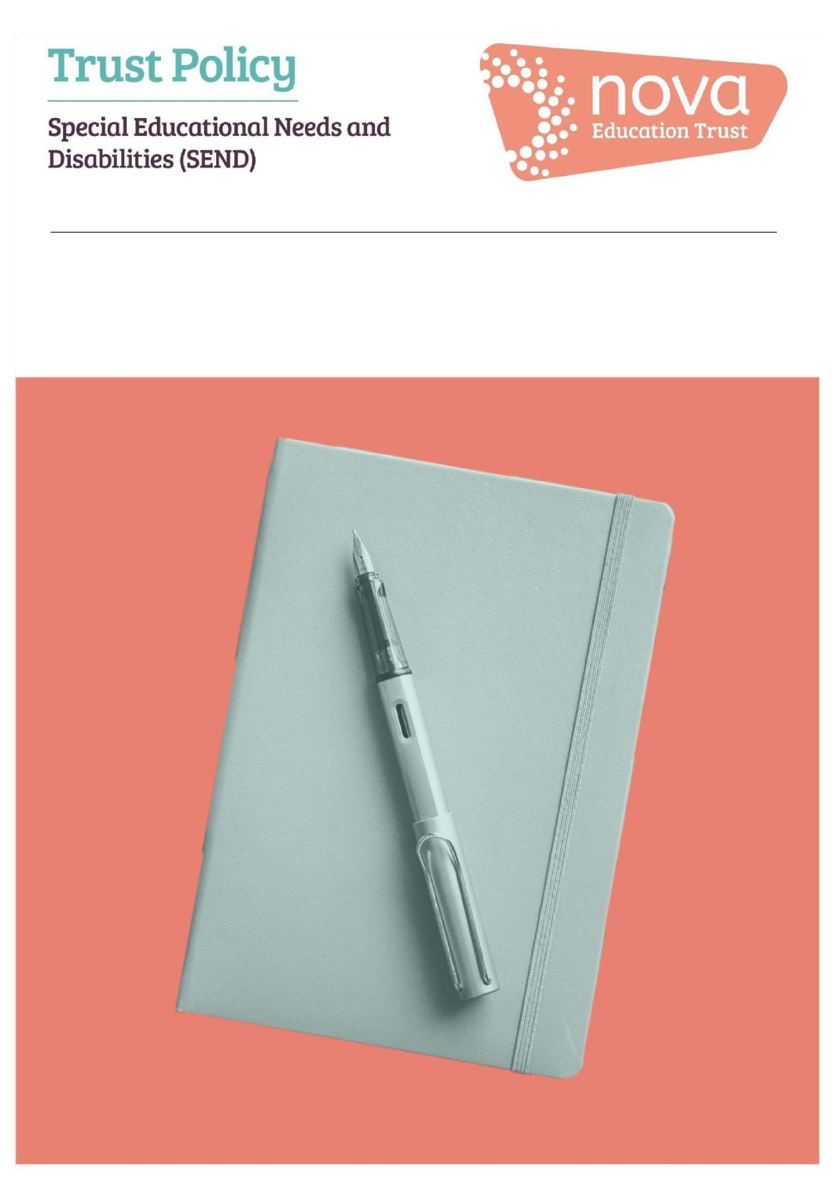# Trust Policy

## Special Educational Needs and Disabilities (SEND)

nova Education Trust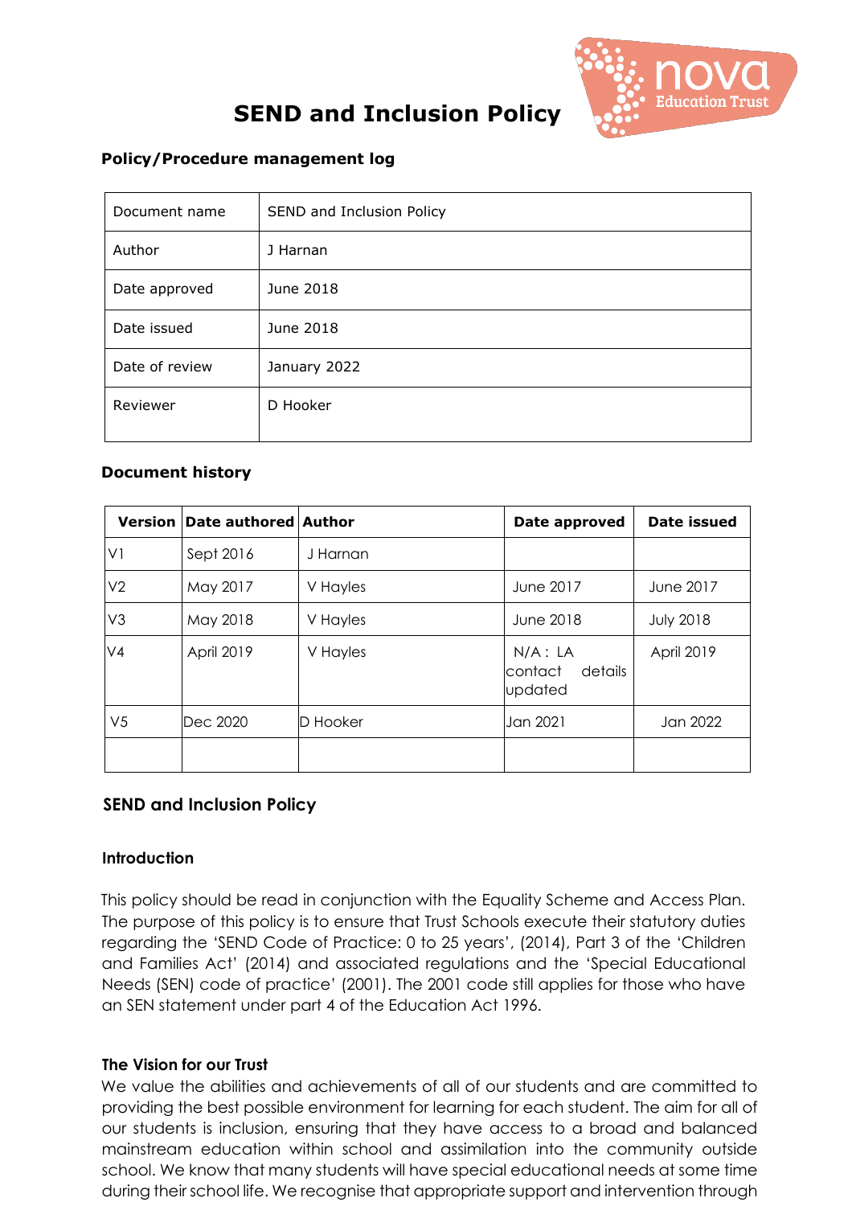# SEND and Inclusion Policy

## Policy/Procedure management log

| Document name | SEND and Inclusion Policy |
|---|---|
| Author | J Harnan |
| Date approved | June 2018 |
| Date issued | June 2018 |
| Date of review | January 2022 |
| Reviewer | D Hooker |

## Document history

| Version | Date authored | Author | Date approved | Date issued |
|---|---|---|---|---|
| V1 | Sept 2016 | J Harnan | | |
| V2 | May 2017 | V Hayles | June 2017 | June 2017 |
| V3 | May 2018 | V Hayles | June 2018 | July 2018 |
| V4 | April 2019 | V Hayles | N/A : LA contact details updated | April 2019 |
| V5 | Dec 2020 | D Hooker | Jan 2021 | Jan 2022 |
| | | | | |

## SEND and Inclusion Policy

### Introduction

This policy should be read in conjunction with the Equality Scheme and Access Plan. The purpose of this policy is to ensure that Trust Schools execute their statutory duties regarding the 'SEND Code of Practice: 0 to 25 years', (2014), Part 3 of the 'Children and Families Act' (2014) and associated regulations and the 'Special Educational Needs (SEN) code of practice' (2001). The 2001 code still applies for those who have an SEN statement under part 4 of the Education Act 1996.

### The Vision for our Trust

We value the abilities and achievements of all of our students and are committed to providing the best possible environment for learning for each student. The aim for all of our students is inclusion, ensuring that they have access to a broad and balanced mainstream education within school and assimilation into the community outside school. We know that many students will have special educational needs at some time during their school life. We recognise that appropriate support and intervention through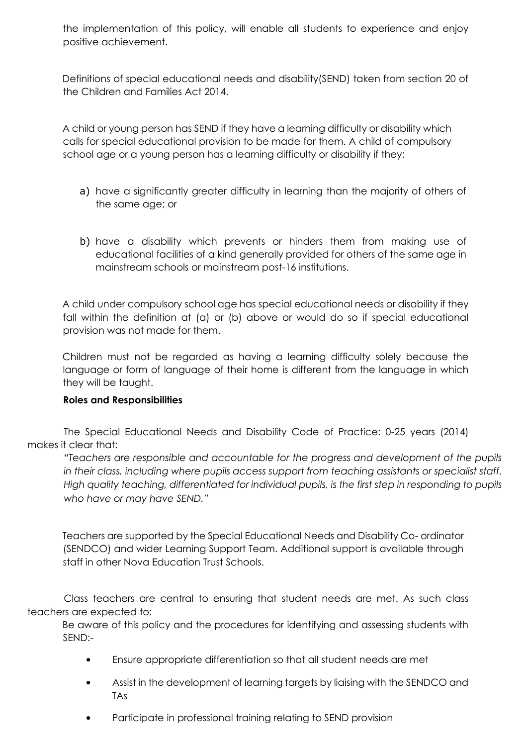the implementation of this policy, will enable all students to experience and enjoy positive achievement.

Definitions of special educational needs and disability(SEND) taken from section 20 of the Children and Families Act 2014.

A child or young person has SEND if they have a learning difficulty or disability which calls for special educational provision to be made for them. A child of compulsory school age or a young person has a learning difficulty or disability if they:

a) have a significantly greater difficulty in learning than the majority of others of the same age; or

b) have a disability which prevents or hinders them from making use of educational facilities of a kind generally provided for others of the same age in mainstream schools or mainstream post-16 institutions.

A child under compulsory school age has special educational needs or disability if they fall within the definition at (a) or (b) above or would do so if special educational provision was not made for them.

Children must not be regarded as having a learning difficulty solely because the language or form of language of their home is different from the language in which they will be taught.

**Roles and Responsibilities**

The Special Educational Needs and Disability Code of Practice: 0-25 years (2014) makes it clear that:

*"Teachers are responsible and accountable for the progress and development of the pupils in their class, including where pupils access support from teaching assistants or specialist staff. High quality teaching, differentiated for individual pupils, is the first step in responding to pupils who have or may have SEND."*

Teachers are supported by the Special Educational Needs and Disability Co- ordinator (SENDCO) and wider Learning Support Team. Additional support is available through staff in other Nova Education Trust Schools.

Class teachers are central to ensuring that student needs are met. As such class teachers are expected to:

Be aware of this policy and the procedures for identifying and assessing students with SEND:-

- Ensure appropriate differentiation so that all student needs are met
- Assist in the development of learning targets by liaising with the SENDCO and TAs
- Participate in professional training relating to SEND provision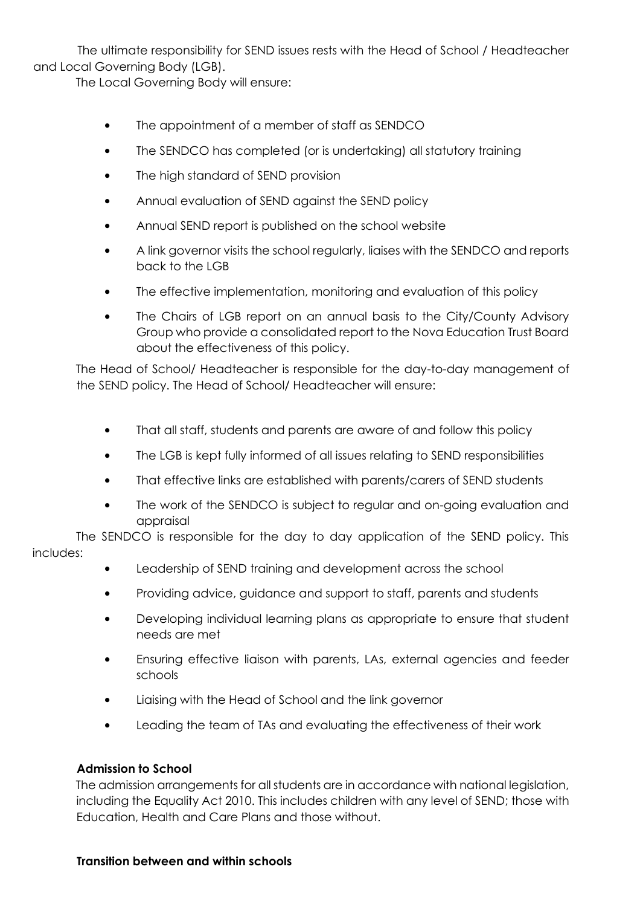The ultimate responsibility for SEND issues rests with the Head of School / Headteacher and Local Governing Body (LGB).

The Local Governing Body will ensure:

- The appointment of a member of staff as SENDCO
- The SENDCO has completed (or is undertaking) all statutory training
- The high standard of SEND provision
- Annual evaluation of SEND against the SEND policy
- Annual SEND report is published on the school website
- A link governor visits the school regularly, liaises with the SENDCO and reports back to the LGB
- The effective implementation, monitoring and evaluation of this policy
- The Chairs of LGB report on an annual basis to the City/County Advisory Group who provide a consolidated report to the Nova Education Trust Board about the effectiveness of this policy.

The Head of School/ Headteacher is responsible for the day-to-day management of the SEND policy. The Head of School/ Headteacher will ensure:

- That all staff, students and parents are aware of and follow this policy
- The LGB is kept fully informed of all issues relating to SEND responsibilities
- That effective links are established with parents/carers of SEND students
- The work of the SENDCO is subject to regular and on-going evaluation and appraisal

The SENDCO is responsible for the day to day application of the SEND policy. This includes:

- Leadership of SEND training and development across the school
- Providing advice, guidance and support to staff, parents and students
- Developing individual learning plans as appropriate to ensure that student needs are met
- Ensuring effective liaison with parents, LAs, external agencies and feeder schools
- Liaising with the Head of School and the link governor
- Leading the team of TAs and evaluating the effectiveness of their work

**Admission to School**

The admission arrangements for all students are in accordance with national legislation, including the Equality Act 2010. This includes children with any level of SEND; those with Education, Health and Care Plans and those without.

**Transition between and within schools**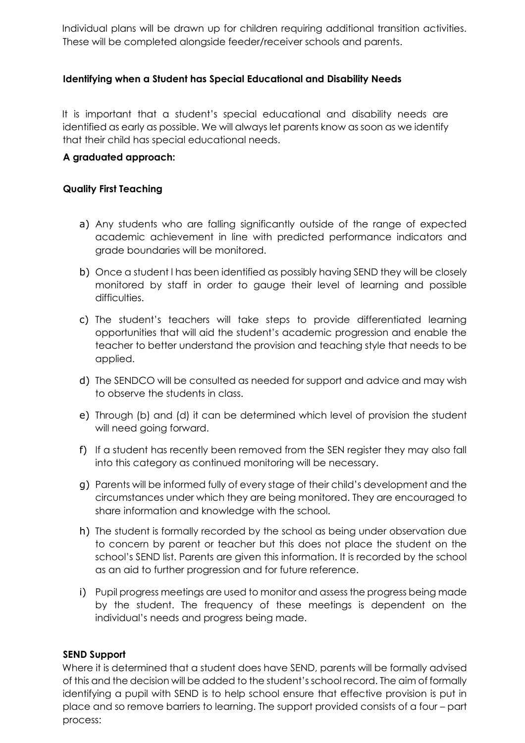Individual plans will be drawn up for children requiring additional transition activities. These will be completed alongside feeder/receiver schools and parents.

### Identifying when a Student has Special Educational and Disability Needs

It is important that a student's special educational and disability needs are identified as early as possible. We will always let parents know as soon as we identify that their child has special educational needs.

**A graduated approach:**

**Quality First Teaching**

a) Any students who are falling significantly outside of the range of expected academic achievement in line with predicted performance indicators and grade boundaries will be monitored.

b) Once a student l has been identified as possibly having SEND they will be closely monitored by staff in order to gauge their level of learning and possible difficulties.

c) The student's teachers will take steps to provide differentiated learning opportunities that will aid the student's academic progression and enable the teacher to better understand the provision and teaching style that needs to be applied.

d) The SENDCO will be consulted as needed for support and advice and may wish to observe the students in class.

e) Through (b) and (d) it can be determined which level of provision the student will need going forward.

f) If a student has recently been removed from the SEN register they may also fall into this category as continued monitoring will be necessary.

g) Parents will be informed fully of every stage of their child's development and the circumstances under which they are being monitored. They are encouraged to share information and knowledge with the school.

h) The student is formally recorded by the school as being under observation due to concern by parent or teacher but this does not place the student on the school's SEND list. Parents are given this information. It is recorded by the school as an aid to further progression and for future reference.

i) Pupil progress meetings are used to monitor and assess the progress being made by the student. The frequency of these meetings is dependent on the individual's needs and progress being made.

**SEND Support**

Where it is determined that a student does have SEND, parents will be formally advised of this and the decision will be added to the student's school record. The aim of formally identifying a pupil with SEND is to help school ensure that effective provision is put in place and so remove barriers to learning. The support provided consists of a four – part process: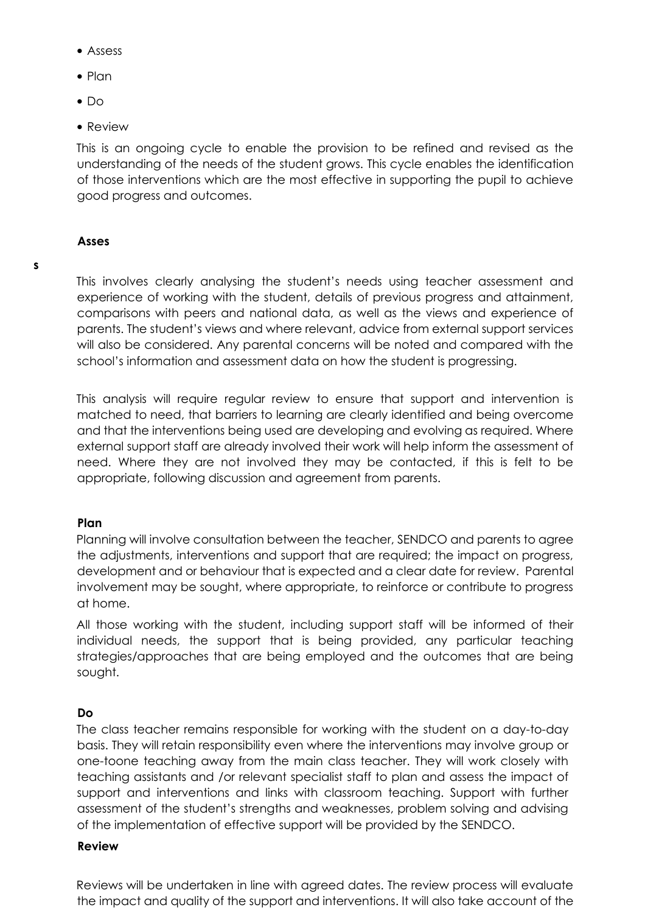- Assess
- Plan
- Do
- Review

This is an ongoing cycle to enable the provision to be refined and revised as the understanding of the needs of the student grows. This cycle enables the identification of those interventions which are the most effective in supporting the pupil to achieve good progress and outcomes.

**Assess**

This involves clearly analysing the student's needs using teacher assessment and experience of working with the student, details of previous progress and attainment, comparisons with peers and national data, as well as the views and experience of parents. The student's views and where relevant, advice from external support services will also be considered. Any parental concerns will be noted and compared with the school's information and assessment data on how the student is progressing.

This analysis will require regular review to ensure that support and intervention is matched to need, that barriers to learning are clearly identified and being overcome and that the interventions being used are developing and evolving as required. Where external support staff are already involved their work will help inform the assessment of need. Where they are not involved they may be contacted, if this is felt to be appropriate, following discussion and agreement from parents.

**Plan**

Planning will involve consultation between the teacher, SENDCO and parents to agree the adjustments, interventions and support that are required; the impact on progress, development and or behaviour that is expected and a clear date for review. Parental involvement may be sought, where appropriate, to reinforce or contribute to progress at home.

All those working with the student, including support staff will be informed of their individual needs, the support that is being provided, any particular teaching strategies/approaches that are being employed and the outcomes that are being sought.

**Do**

The class teacher remains responsible for working with the student on a day-to-day basis. They will retain responsibility even where the interventions may involve group or one-toone teaching away from the main class teacher. They will work closely with teaching assistants and /or relevant specialist staff to plan and assess the impact of support and interventions and links with classroom teaching. Support with further assessment of the student's strengths and weaknesses, problem solving and advising of the implementation of effective support will be provided by the SENDCO.

**Review**

Reviews will be undertaken in line with agreed dates. The review process will evaluate the impact and quality of the support and interventions. It will also take account of the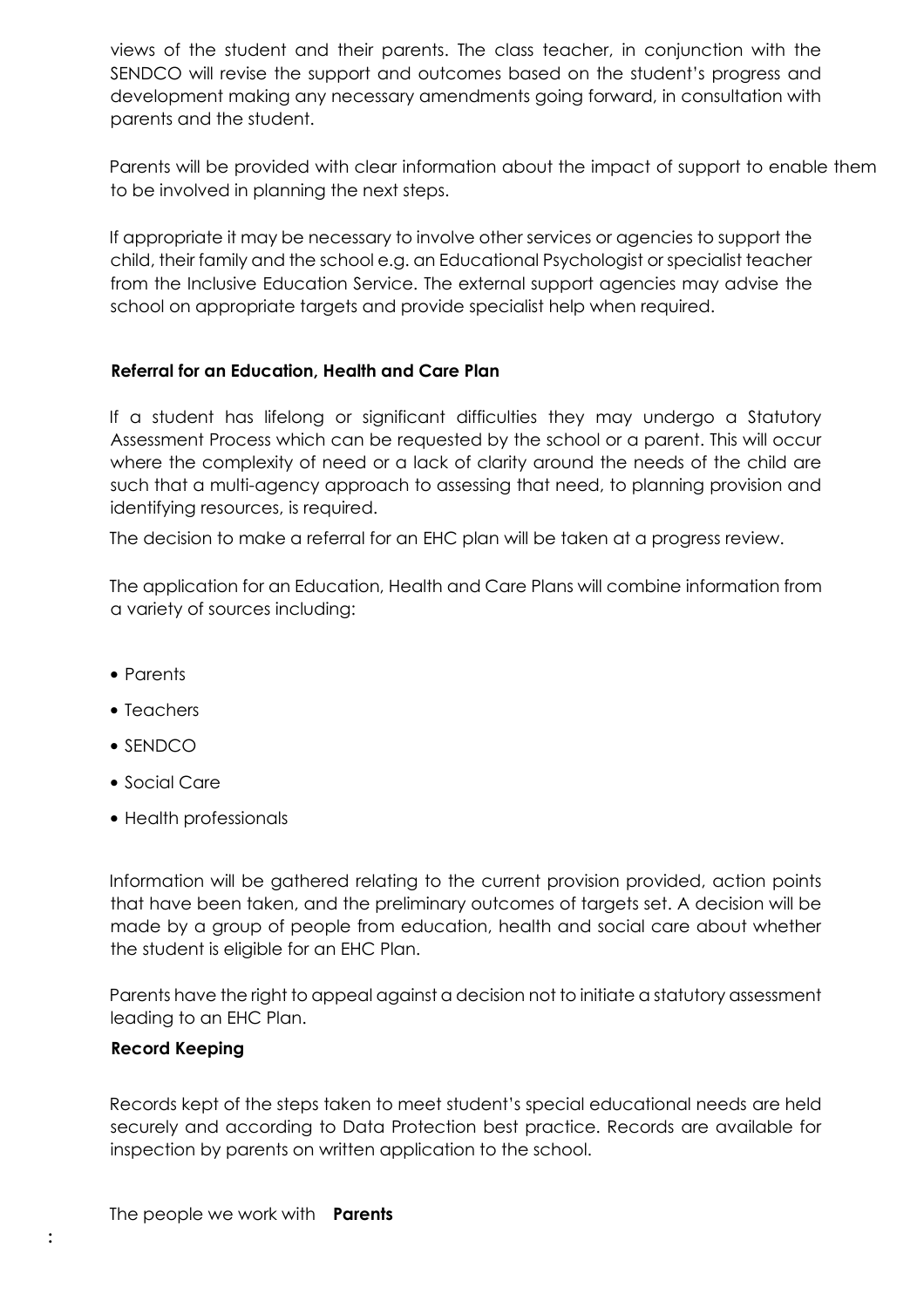views of the student and their parents. The class teacher, in conjunction with the SENDCO will revise the support and outcomes based on the student's progress and development making any necessary amendments going forward, in consultation with parents and the student.

Parents will be provided with clear information about the impact of support to enable them to be involved in planning the next steps.

If appropriate it may be necessary to involve other services or agencies to support the child, their family and the school e.g. an Educational Psychologist or specialist teacher from the Inclusive Education Service. The external support agencies may advise the school on appropriate targets and provide specialist help when required.

**Referral for an Education, Health and Care Plan**

If a student has lifelong or significant difficulties they may undergo a Statutory Assessment Process which can be requested by the school or a parent. This will occur where the complexity of need or a lack of clarity around the needs of the child are such that a multi-agency approach to assessing that need, to planning provision and identifying resources, is required.

The decision to make a referral for an EHC plan will be taken at a progress review.

The application for an Education, Health and Care Plans will combine information from a variety of sources including:

- Parents
- Teachers
- SENDCO
- Social Care
- Health professionals

Information will be gathered relating to the current provision provided, action points that have been taken, and the preliminary outcomes of targets set. A decision will be made by a group of people from education, health and social care about whether the student is eligible for an EHC Plan.

Parents have the right to appeal against a decision not to initiate a statutory assessment leading to an EHC Plan.

**Record Keeping**

Records kept of the steps taken to meet student's special educational needs are held securely and according to Data Protection best practice. Records are available for inspection by parents on written application to the school.

The people we work with **Parents**

: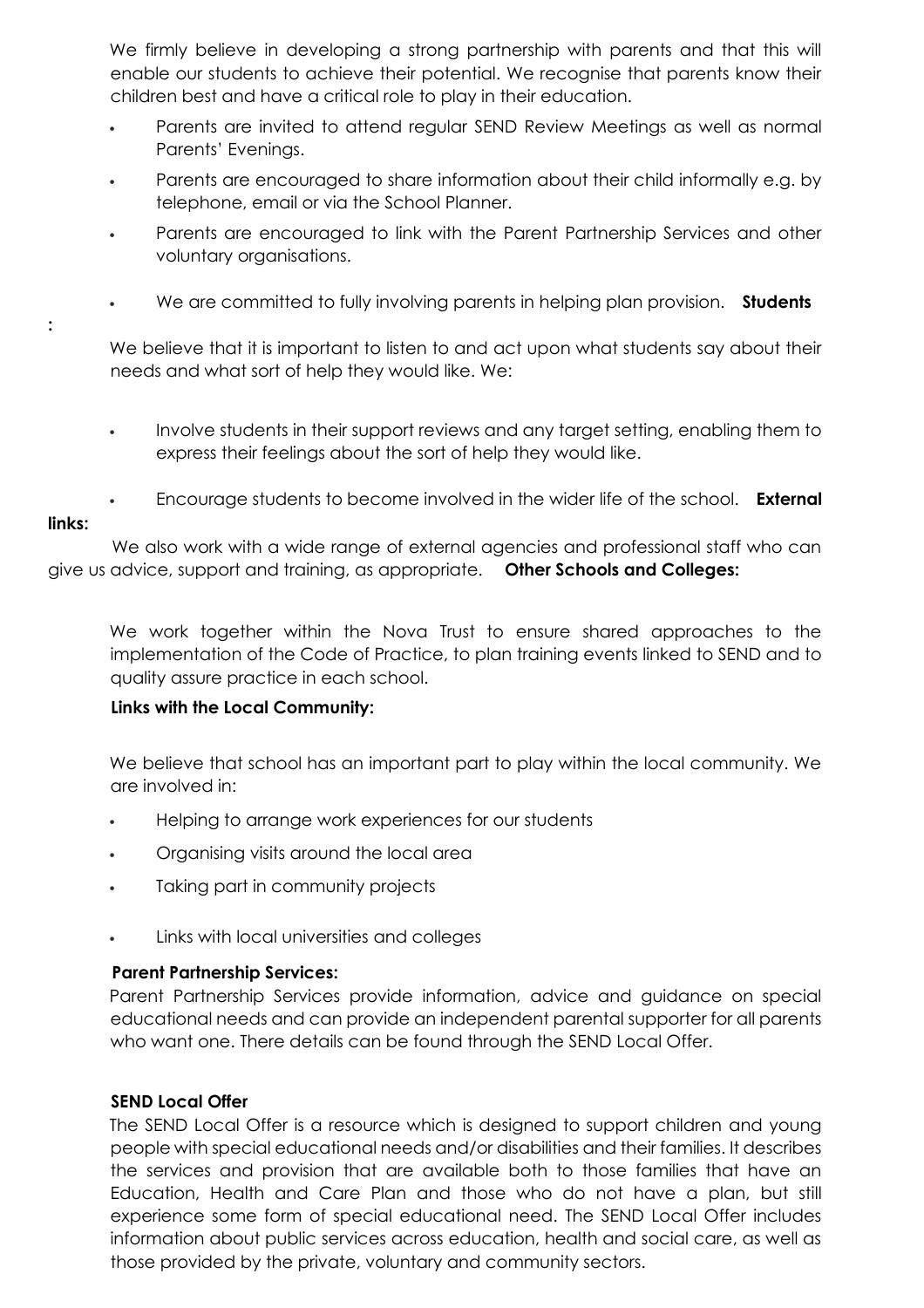We firmly believe in developing a strong partnership with parents and that this will enable our students to achieve their potential. We recognise that parents know their children best and have a critical role to play in their education.

- Parents are invited to attend regular SEND Review Meetings as well as normal Parents' Evenings.
- Parents are encouraged to share information about their child informally e.g. by telephone, email or via the School Planner.
- Parents are encouraged to link with the Parent Partnership Services and other voluntary organisations.
- We are committed to fully involving parents in helping plan provision.

**Students:**

We believe that it is important to listen to and act upon what students say about their needs and what sort of help they would like. We:

- Involve students in their support reviews and any target setting, enabling them to express their feelings about the sort of help they would like.
- Encourage students to become involved in the wider life of the school.

**External links:**

We also work with a wide range of external agencies and professional staff who can give us advice, support and training, as appropriate.

**Other Schools and Colleges:**

We work together within the Nova Trust to ensure shared approaches to the implementation of the Code of Practice, to plan training events linked to SEND and to quality assure practice in each school.

**Links with the Local Community:**

We believe that school has an important part to play within the local community. We are involved in:

- Helping to arrange work experiences for our students
- Organising visits around the local area
- Taking part in community projects
- Links with local universities and colleges

**Parent Partnership Services:**

Parent Partnership Services provide information, advice and guidance on special educational needs and can provide an independent parental supporter for all parents who want one. There details can be found through the SEND Local Offer.

**SEND Local Offer**

The SEND Local Offer is a resource which is designed to support children and young people with special educational needs and/or disabilities and their families. It describes the services and provision that are available both to those families that have an Education, Health and Care Plan and those who do not have a plan, but still experience some form of special educational need. The SEND Local Offer includes information about public services across education, health and social care, as well as those provided by the private, voluntary and community sectors.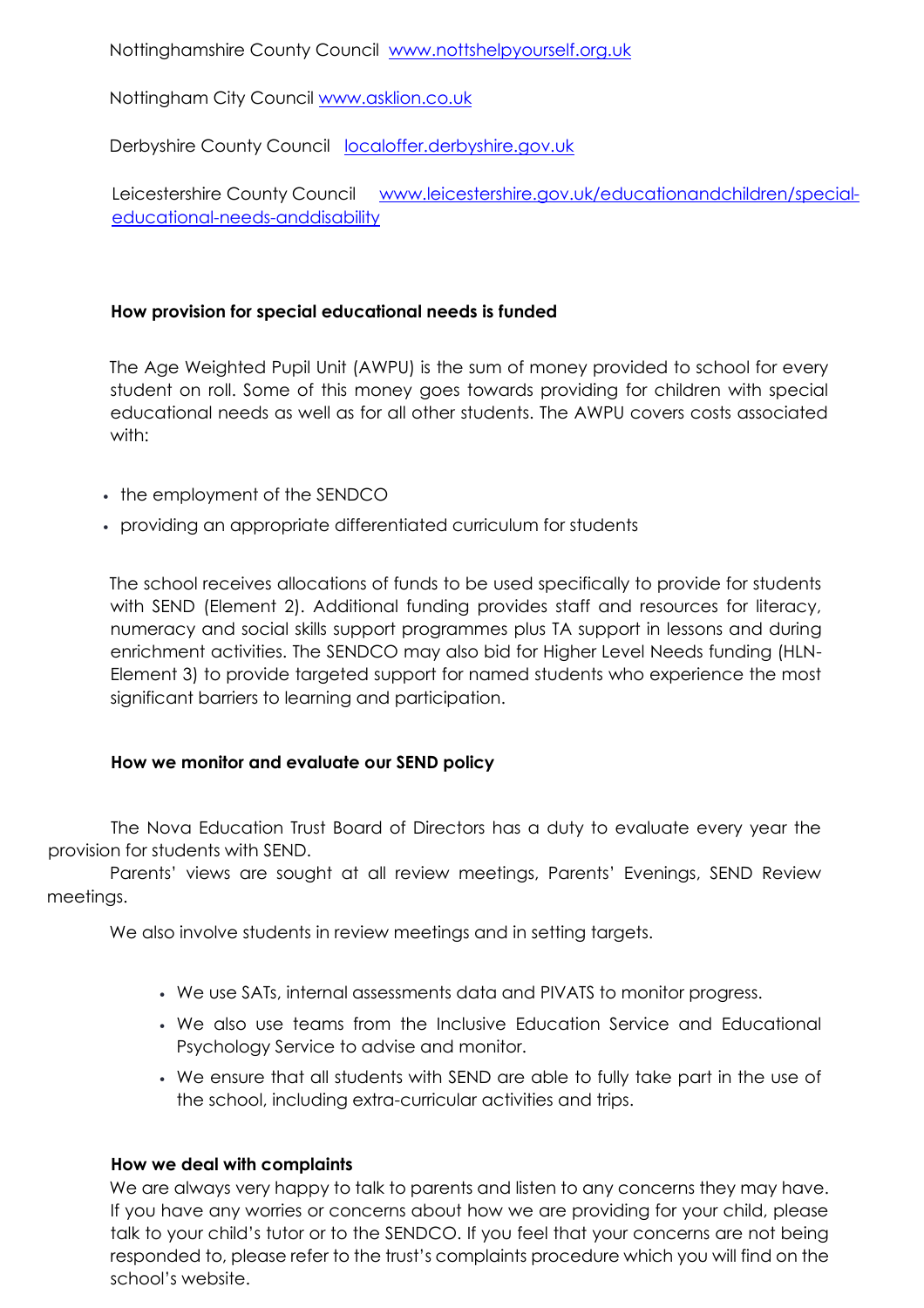Nottinghamshire County Council www.nottshelpyourself.org.uk

Nottingham City Council www.asklion.co.uk

Derbyshire County Council localoffer.derbyshire.gov.uk

Leicestershire County Council www.leicestershire.gov.uk/educationandchildren/special-educational-needs-anddisability

**How provision for special educational needs is funded**

The Age Weighted Pupil Unit (AWPU) is the sum of money provided to school for every student on roll. Some of this money goes towards providing for children with special educational needs as well as for all other students. The AWPU covers costs associated with:

- the employment of the SENDCO
- providing an appropriate differentiated curriculum for students

The school receives allocations of funds to be used specifically to provide for students with SEND (Element 2). Additional funding provides staff and resources for literacy, numeracy and social skills support programmes plus TA support in lessons and during enrichment activities. The SENDCO may also bid for Higher Level Needs funding (HLN-Element 3) to provide targeted support for named students who experience the most significant barriers to learning and participation.

**How we monitor and evaluate our SEND policy**

The Nova Education Trust Board of Directors has a duty to evaluate every year the provision for students with SEND.

Parents' views are sought at all review meetings, Parents' Evenings, SEND Review meetings.

We also involve students in review meetings and in setting targets.

- We use SATs, internal assessments data and PIVATS to monitor progress.
- We also use teams from the Inclusive Education Service and Educational Psychology Service to advise and monitor.
- We ensure that all students with SEND are able to fully take part in the use of the school, including extra-curricular activities and trips.

**How we deal with complaints**

We are always very happy to talk to parents and listen to any concerns they may have. If you have any worries or concerns about how we are providing for your child, please talk to your child's tutor or to the SENDCO. If you feel that your concerns are not being responded to, please refer to the trust's complaints procedure which you will find on the school's website.